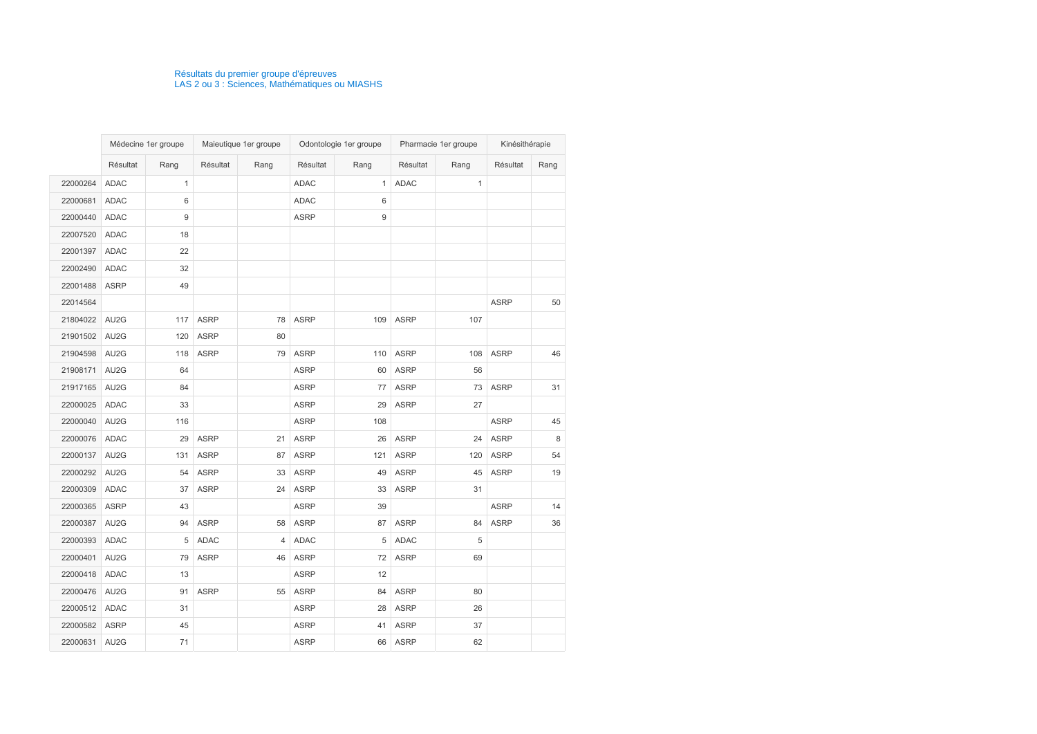Résultats du premier groupe d'épreuves
LAS 2 ou 3 : Sciences, Mathématiques ou MIASHS

| | Médecine 1er groupe | | Maieutique 1er groupe | | Odontologie 1er groupe | | Pharmacie 1er groupe | | Kinésithérapie | |
|---|---|---|---|---|---|---|---|---|---|---|
| | Résultat | Rang | Résultat | Rang | Résultat | Rang | Résultat | Rang | Résultat | Rang |
| 22000264 | ADAC | 1 | | | ADAC | 1 | ADAC | 1 | | |
| 22000681 | ADAC | 6 | | | ADAC | 6 | | | | |
| 22000440 | ADAC | 9 | | | ASRP | 9 | | | | |
| 22007520 | ADAC | 18 | | | | | | | | |
| 22001397 | ADAC | 22 | | | | | | | | |
| 22002490 | ADAC | 32 | | | | | | | | |
| 22001488 | ASRP | 49 | | | | | | | | |
| 22014564 | | | | | | | | | ASRP | 50 |
| 21804022 | AU2G | 117 | ASRP | 78 | ASRP | 109 | ASRP | 107 | | |
| 21901502 | AU2G | 120 | ASRP | 80 | | | | | | |
| 21904598 | AU2G | 118 | ASRP | 79 | ASRP | 110 | ASRP | 108 | ASRP | 46 |
| 21908171 | AU2G | 64 | | | ASRP | 60 | ASRP | 56 | | |
| 21917165 | AU2G | 84 | | | ASRP | 77 | ASRP | 73 | ASRP | 31 |
| 22000025 | ADAC | 33 | | | ASRP | 29 | ASRP | 27 | | |
| 22000040 | AU2G | 116 | | | ASRP | 108 | | | ASRP | 45 |
| 22000076 | ADAC | 29 | ASRP | 21 | ASRP | 26 | ASRP | 24 | ASRP | 8 |
| 22000137 | AU2G | 131 | ASRP | 87 | ASRP | 121 | ASRP | 120 | ASRP | 54 |
| 22000292 | AU2G | 54 | ASRP | 33 | ASRP | 49 | ASRP | 45 | ASRP | 19 |
| 22000309 | ADAC | 37 | ASRP | 24 | ASRP | 33 | ASRP | 31 | | |
| 22000365 | ASRP | 43 | | | ASRP | 39 | | | ASRP | 14 |
| 22000387 | AU2G | 94 | ASRP | 58 | ASRP | 87 | ASRP | 84 | ASRP | 36 |
| 22000393 | ADAC | 5 | ADAC | 4 | ADAC | 5 | ADAC | 5 | | |
| 22000401 | AU2G | 79 | ASRP | 46 | ASRP | 72 | ASRP | 69 | | |
| 22000418 | ADAC | 13 | | | ASRP | 12 | | | | |
| 22000476 | AU2G | 91 | ASRP | 55 | ASRP | 84 | ASRP | 80 | | |
| 22000512 | ADAC | 31 | | | ASRP | 28 | ASRP | 26 | | |
| 22000582 | ASRP | 45 | | | ASRP | 41 | ASRP | 37 | | |
| 22000631 | AU2G | 71 | | | ASRP | 66 | ASRP | 62 | | |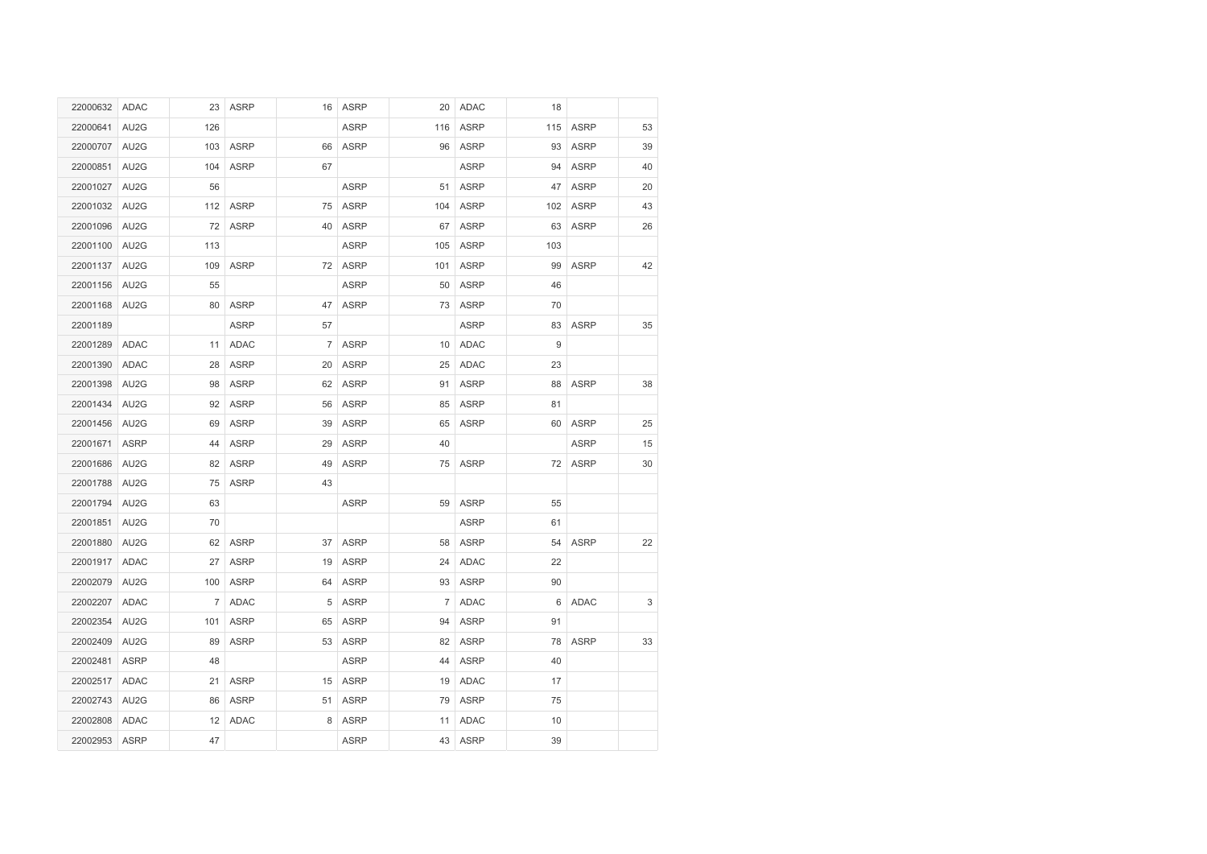| | | | | | | | | | | |
|---|---|---|---|---|---|---|---|---|---|---|
| 22000632 | ADAC | 23 | ASRP | 16 | ASRP | 20 | ADAC | 18 | | |
| 22000641 | AU2G | 126 | | | ASRP | 116 | ASRP | 115 | ASRP | 53 |
| 22000707 | AU2G | 103 | ASRP | 66 | ASRP | 96 | ASRP | 93 | ASRP | 39 |
| 22000851 | AU2G | 104 | ASRP | 67 | | | ASRP | 94 | ASRP | 40 |
| 22001027 | AU2G | 56 | | | ASRP | 51 | ASRP | 47 | ASRP | 20 |
| 22001032 | AU2G | 112 | ASRP | 75 | ASRP | 104 | ASRP | 102 | ASRP | 43 |
| 22001096 | AU2G | 72 | ASRP | 40 | ASRP | 67 | ASRP | 63 | ASRP | 26 |
| 22001100 | AU2G | 113 | | | ASRP | 105 | ASRP | 103 | | |
| 22001137 | AU2G | 109 | ASRP | 72 | ASRP | 101 | ASRP | 99 | ASRP | 42 |
| 22001156 | AU2G | 55 | | | ASRP | 50 | ASRP | 46 | | |
| 22001168 | AU2G | 80 | ASRP | 47 | ASRP | 73 | ASRP | 70 | | |
| 22001189 | | | ASRP | 57 | | | ASRP | 83 | ASRP | 35 |
| 22001289 | ADAC | 11 | ADAC | 7 | ASRP | 10 | ADAC | 9 | | |
| 22001390 | ADAC | 28 | ASRP | 20 | ASRP | 25 | ADAC | 23 | | |
| 22001398 | AU2G | 98 | ASRP | 62 | ASRP | 91 | ASRP | 88 | ASRP | 38 |
| 22001434 | AU2G | 92 | ASRP | 56 | ASRP | 85 | ASRP | 81 | | |
| 22001456 | AU2G | 69 | ASRP | 39 | ASRP | 65 | ASRP | 60 | ASRP | 25 |
| 22001671 | ASRP | 44 | ASRP | 29 | ASRP | 40 | | | ASRP | 15 |
| 22001686 | AU2G | 82 | ASRP | 49 | ASRP | 75 | ASRP | 72 | ASRP | 30 |
| 22001788 | AU2G | 75 | ASRP | 43 | | | | | | |
| 22001794 | AU2G | 63 | | | ASRP | 59 | ASRP | 55 | | |
| 22001851 | AU2G | 70 | | | | | ASRP | 61 | | |
| 22001880 | AU2G | 62 | ASRP | 37 | ASRP | 58 | ASRP | 54 | ASRP | 22 |
| 22001917 | ADAC | 27 | ASRP | 19 | ASRP | 24 | ADAC | 22 | | |
| 22002079 | AU2G | 100 | ASRP | 64 | ASRP | 93 | ASRP | 90 | | |
| 22002207 | ADAC | 7 | ADAC | 5 | ASRP | 7 | ADAC | 6 | ADAC | 3 |
| 22002354 | AU2G | 101 | ASRP | 65 | ASRP | 94 | ASRP | 91 | | |
| 22002409 | AU2G | 89 | ASRP | 53 | ASRP | 82 | ASRP | 78 | ASRP | 33 |
| 22002481 | ASRP | 48 | | | ASRP | 44 | ASRP | 40 | | |
| 22002517 | ADAC | 21 | ASRP | 15 | ASRP | 19 | ADAC | 17 | | |
| 22002743 | AU2G | 86 | ASRP | 51 | ASRP | 79 | ASRP | 75 | | |
| 22002808 | ADAC | 12 | ADAC | 8 | ASRP | 11 | ADAC | 10 | | |
| 22002953 | ASRP | 47 | | | ASRP | 43 | ASRP | 39 | | |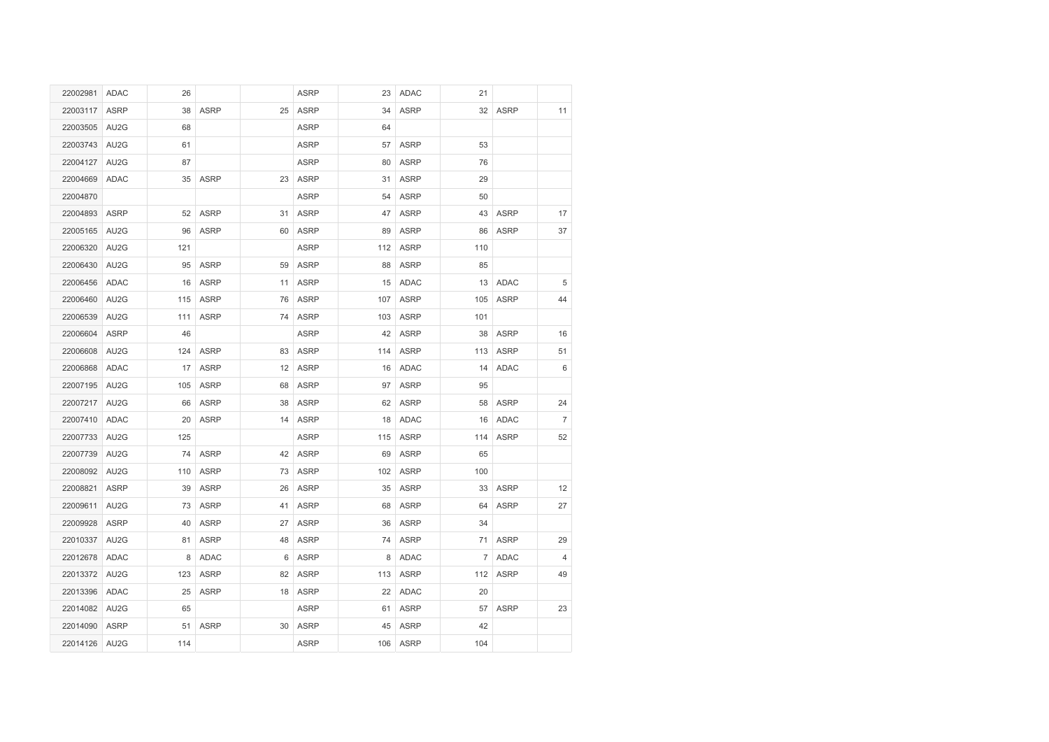| | | | | | | | | | | |
|---|---|---|---|---|---|---|---|---|---|---|
| 22002981 | ADAC | 26 | | | ASRP | 23 | ADAC | 21 | | |
| 22003117 | ASRP | 38 | ASRP | 25 | ASRP | 34 | ASRP | 32 | ASRP | 11 |
| 22003505 | AU2G | 68 | | | ASRP | 64 | | | | |
| 22003743 | AU2G | 61 | | | ASRP | 57 | ASRP | 53 | | |
| 22004127 | AU2G | 87 | | | ASRP | 80 | ASRP | 76 | | |
| 22004669 | ADAC | 35 | ASRP | 23 | ASRP | 31 | ASRP | 29 | | |
| 22004870 | | | | | ASRP | 54 | ASRP | 50 | | |
| 22004893 | ASRP | 52 | ASRP | 31 | ASRP | 47 | ASRP | 43 | ASRP | 17 |
| 22005165 | AU2G | 96 | ASRP | 60 | ASRP | 89 | ASRP | 86 | ASRP | 37 |
| 22006320 | AU2G | 121 | | | ASRP | 112 | ASRP | 110 | | |
| 22006430 | AU2G | 95 | ASRP | 59 | ASRP | 88 | ASRP | 85 | | |
| 22006456 | ADAC | 16 | ASRP | 11 | ASRP | 15 | ADAC | 13 | ADAC | 5 |
| 22006460 | AU2G | 115 | ASRP | 76 | ASRP | 107 | ASRP | 105 | ASRP | 44 |
| 22006539 | AU2G | 111 | ASRP | 74 | ASRP | 103 | ASRP | 101 | | |
| 22006604 | ASRP | 46 | | | ASRP | 42 | ASRP | 38 | ASRP | 16 |
| 22006608 | AU2G | 124 | ASRP | 83 | ASRP | 114 | ASRP | 113 | ASRP | 51 |
| 22006868 | ADAC | 17 | ASRP | 12 | ASRP | 16 | ADAC | 14 | ADAC | 6 |
| 22007195 | AU2G | 105 | ASRP | 68 | ASRP | 97 | ASRP | 95 | | |
| 22007217 | AU2G | 66 | ASRP | 38 | ASRP | 62 | ASRP | 58 | ASRP | 24 |
| 22007410 | ADAC | 20 | ASRP | 14 | ASRP | 18 | ADAC | 16 | ADAC | 7 |
| 22007733 | AU2G | 125 | | | ASRP | 115 | ASRP | 114 | ASRP | 52 |
| 22007739 | AU2G | 74 | ASRP | 42 | ASRP | 69 | ASRP | 65 | | |
| 22008092 | AU2G | 110 | ASRP | 73 | ASRP | 102 | ASRP | 100 | | |
| 22008821 | ASRP | 39 | ASRP | 26 | ASRP | 35 | ASRP | 33 | ASRP | 12 |
| 22009611 | AU2G | 73 | ASRP | 41 | ASRP | 68 | ASRP | 64 | ASRP | 27 |
| 22009928 | ASRP | 40 | ASRP | 27 | ASRP | 36 | ASRP | 34 | | |
| 22010337 | AU2G | 81 | ASRP | 48 | ASRP | 74 | ASRP | 71 | ASRP | 29 |
| 22012678 | ADAC | 8 | ADAC | 6 | ASRP | 8 | ADAC | 7 | ADAC | 4 |
| 22013372 | AU2G | 123 | ASRP | 82 | ASRP | 113 | ASRP | 112 | ASRP | 49 |
| 22013396 | ADAC | 25 | ASRP | 18 | ASRP | 22 | ADAC | 20 | | |
| 22014082 | AU2G | 65 | | | ASRP | 61 | ASRP | 57 | ASRP | 23 |
| 22014090 | ASRP | 51 | ASRP | 30 | ASRP | 45 | ASRP | 42 | | |
| 22014126 | AU2G | 114 | | | ASRP | 106 | ASRP | 104 | | |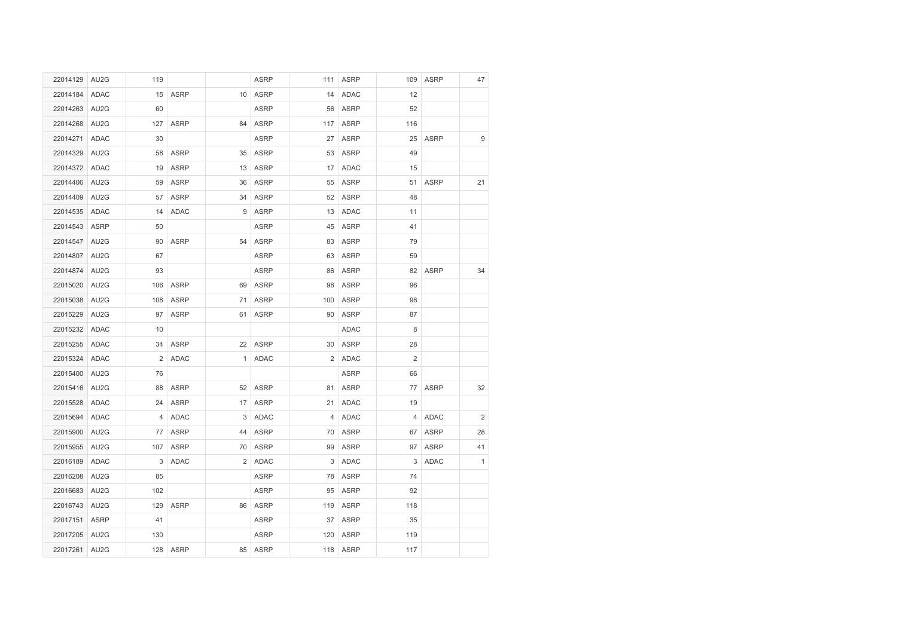| | | | | | | | | | | |
|---|---|---|---|---|---|---|---|---|---|---|
| 22014129 | AU2G | 119 | | | ASRP | 111 | ASRP | 109 | ASRP | 47 |
| 22014184 | ADAC | 15 | ASRP | 10 | ASRP | 14 | ADAC | 12 | | |
| 22014263 | AU2G | 60 | | | ASRP | 56 | ASRP | 52 | | |
| 22014268 | AU2G | 127 | ASRP | 84 | ASRP | 117 | ASRP | 116 | | |
| 22014271 | ADAC | 30 | | | ASRP | 27 | ASRP | 25 | ASRP | 9 |
| 22014329 | AU2G | 58 | ASRP | 35 | ASRP | 53 | ASRP | 49 | | |
| 22014372 | ADAC | 19 | ASRP | 13 | ASRP | 17 | ADAC | 15 | | |
| 22014406 | AU2G | 59 | ASRP | 36 | ASRP | 55 | ASRP | 51 | ASRP | 21 |
| 22014409 | AU2G | 57 | ASRP | 34 | ASRP | 52 | ASRP | 48 | | |
| 22014535 | ADAC | 14 | ADAC | 9 | ASRP | 13 | ADAC | 11 | | |
| 22014543 | ASRP | 50 | | | ASRP | 45 | ASRP | 41 | | |
| 22014547 | AU2G | 90 | ASRP | 54 | ASRP | 83 | ASRP | 79 | | |
| 22014807 | AU2G | 67 | | | ASRP | 63 | ASRP | 59 | | |
| 22014874 | AU2G | 93 | | | ASRP | 86 | ASRP | 82 | ASRP | 34 |
| 22015020 | AU2G | 106 | ASRP | 69 | ASRP | 98 | ASRP | 96 | | |
| 22015038 | AU2G | 108 | ASRP | 71 | ASRP | 100 | ASRP | 98 | | |
| 22015229 | AU2G | 97 | ASRP | 61 | ASRP | 90 | ASRP | 87 | | |
| 22015232 | ADAC | 10 | | | | | ADAC | 8 | | |
| 22015255 | ADAC | 34 | ASRP | 22 | ASRP | 30 | ASRP | 28 | | |
| 22015324 | ADAC | 2 | ADAC | 1 | ADAC | 2 | ADAC | 2 | | |
| 22015400 | AU2G | 76 | | | | | ASRP | 66 | | |
| 22015416 | AU2G | 88 | ASRP | 52 | ASRP | 81 | ASRP | 77 | ASRP | 32 |
| 22015528 | ADAC | 24 | ASRP | 17 | ASRP | 21 | ADAC | 19 | | |
| 22015694 | ADAC | 4 | ADAC | 3 | ADAC | 4 | ADAC | 4 | ADAC | 2 |
| 22015900 | AU2G | 77 | ASRP | 44 | ASRP | 70 | ASRP | 67 | ASRP | 28 |
| 22015955 | AU2G | 107 | ASRP | 70 | ASRP | 99 | ASRP | 97 | ASRP | 41 |
| 22016189 | ADAC | 3 | ADAC | 2 | ADAC | 3 | ADAC | 3 | ADAC | 1 |
| 22016208 | AU2G | 85 | | | ASRP | 78 | ASRP | 74 | | |
| 22016683 | AU2G | 102 | | | ASRP | 95 | ASRP | 92 | | |
| 22016743 | AU2G | 129 | ASRP | 86 | ASRP | 119 | ASRP | 118 | | |
| 22017151 | ASRP | 41 | | | ASRP | 37 | ASRP | 35 | | |
| 22017205 | AU2G | 130 | | | ASRP | 120 | ASRP | 119 | | |
| 22017261 | AU2G | 128 | ASRP | 85 | ASRP | 118 | ASRP | 117 | | |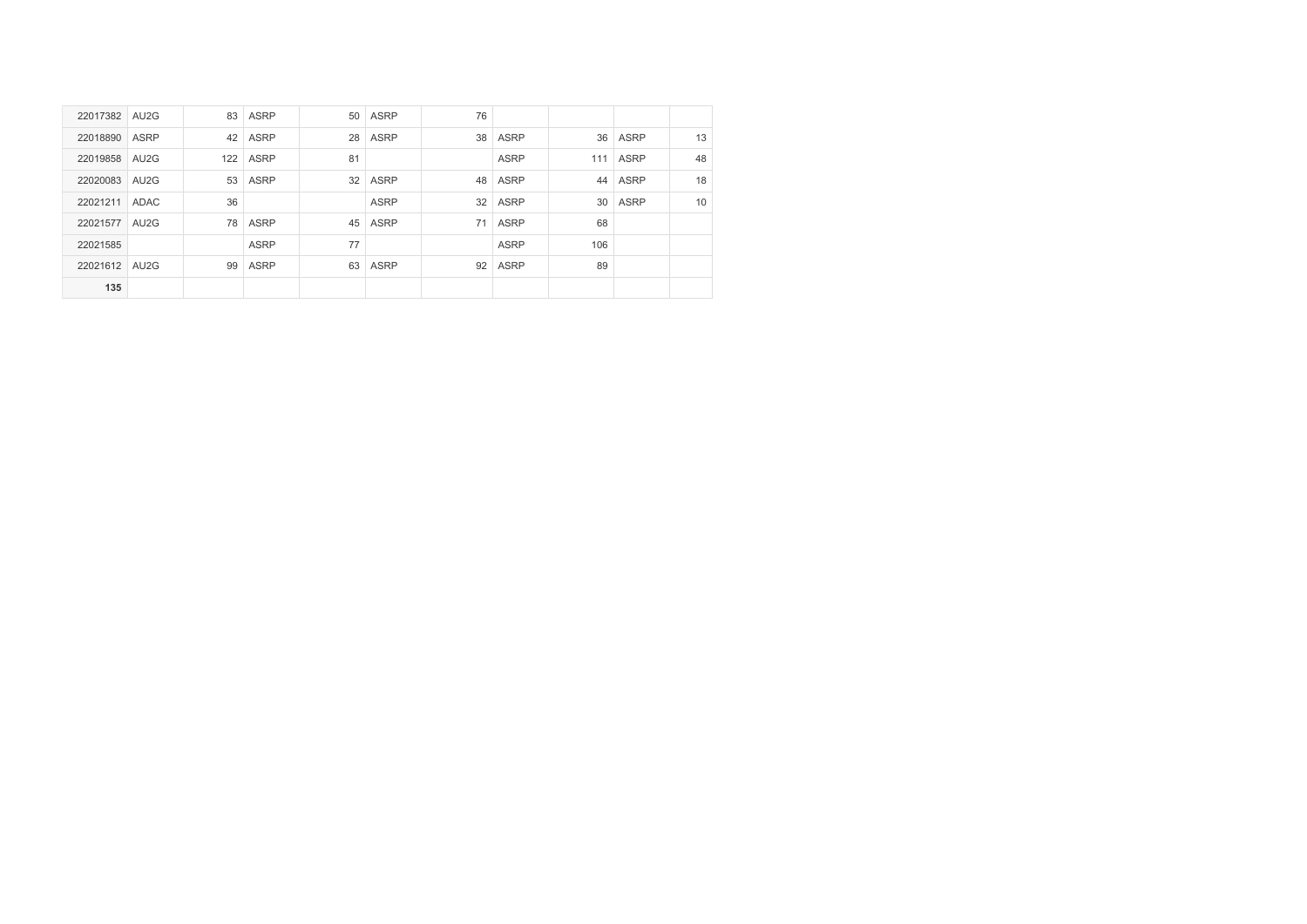| | | | | | | | | | | |
|---|---|---|---|---|---|---|---|---|---|---|
| 22017382 | AU2G | 83 | ASRP | 50 | ASRP | 76 | | | | |
| 22018890 | ASRP | 42 | ASRP | 28 | ASRP | 38 | ASRP | 36 | ASRP | 13 |
| 22019858 | AU2G | 122 | ASRP | 81 | | | ASRP | 111 | ASRP | 48 |
| 22020083 | AU2G | 53 | ASRP | 32 | ASRP | 48 | ASRP | 44 | ASRP | 18 |
| 22021211 | ADAC | 36 | | | ASRP | 32 | ASRP | 30 | ASRP | 10 |
| 22021577 | AU2G | 78 | ASRP | 45 | ASRP | 71 | ASRP | 68 | | |
| 22021585 | | | ASRP | 77 | | | ASRP | 106 | | |
| 22021612 | AU2G | 99 | ASRP | 63 | ASRP | 92 | ASRP | 89 | | |
| **135** | | | | | | | | | | |